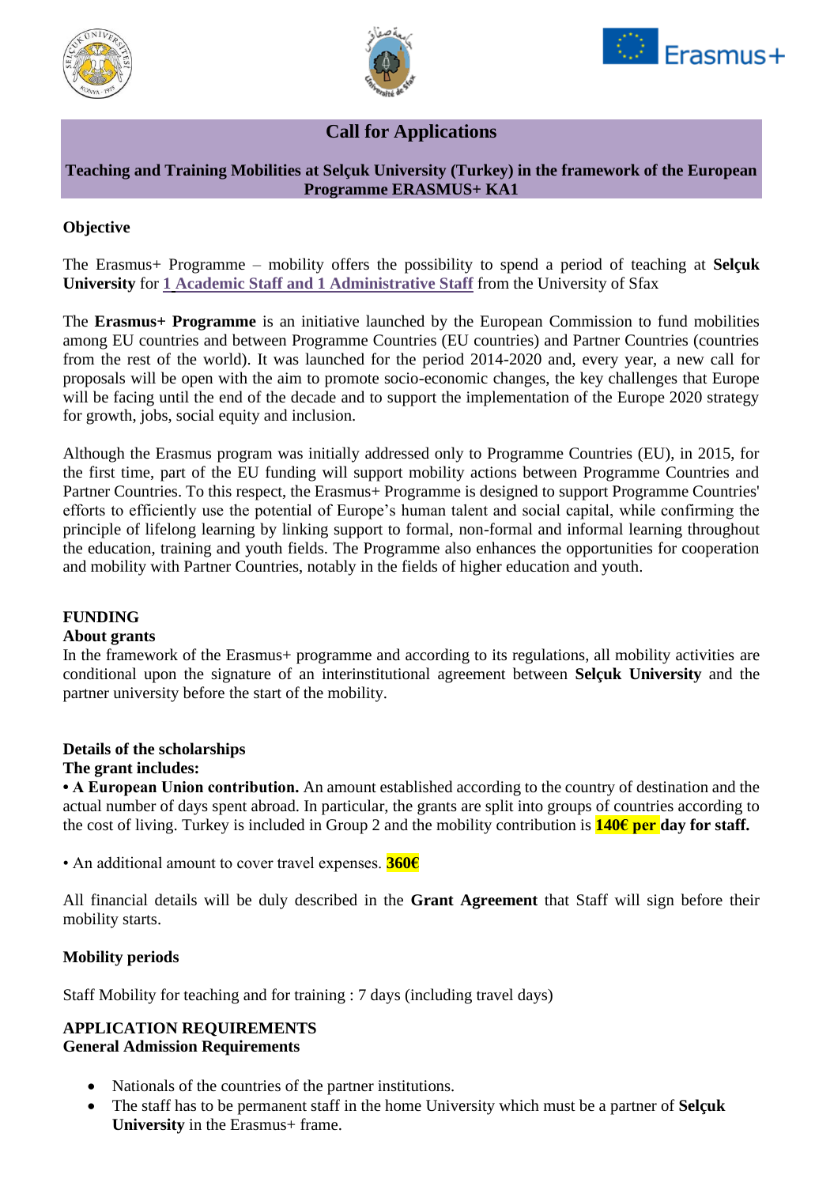# Call for Applications

## Teaching and Training Mobilities at Selçuk University (Turkey) in the framework of the European Programme ERASMUS+ KA1

### Objective

The Erasmus+ Programme – mobility offers the possibility to spend a period of teaching at **Selçuk University** for **1 Academic Staff and 1 Administrative Staff** from the University of Sfax

The **Erasmus+ Programme** is an initiative launched by the European Commission to fund mobilities among EU countries and between Programme Countries (EU countries) and Partner Countries (countries from the rest of the world). It was launched for the period 2014-2020 and, every year, a new call for proposals will be open with the aim to promote socio-economic changes, the key challenges that Europe will be facing until the end of the decade and to support the implementation of the Europe 2020 strategy for growth, jobs, social equity and inclusion.

Although the Erasmus program was initially addressed only to Programme Countries (EU), in 2015, for the first time, part of the EU funding will support mobility actions between Programme Countries and Partner Countries. To this respect, the Erasmus+ Programme is designed to support Programme Countries' efforts to efficiently use the potential of Europe's human talent and social capital, while confirming the principle of lifelong learning by linking support to formal, non-formal and informal learning throughout the education, training and youth fields. The Programme also enhances the opportunities for cooperation and mobility with Partner Countries, notably in the fields of higher education and youth.

### FUNDING

**About grants**

In the framework of the Erasmus+ programme and according to its regulations, all mobility activities are conditional upon the signature of an interinstitutional agreement between **Selçuk University** and the partner university before the start of the mobility.

**Details of the scholarships**

**The grant includes:**

**• A European Union contribution.** An amount established according to the country of destination and the actual number of days spent abroad. In particular, the grants are split into groups of countries according to the cost of living. Turkey is included in Group 2 and the mobility contribution is **140€ per day for staff.**

• An additional amount to cover travel expenses. **360€**

All financial details will be duly described in the **Grant Agreement** that Staff will sign before their mobility starts.

### Mobility periods

Staff Mobility for teaching and for training : 7 days (including travel days)

### APPLICATION REQUIREMENTS

**General Admission Requirements**

- Nationals of the countries of the partner institutions.
- The staff has to be permanent staff in the home University which must be a partner of **Selçuk University** in the Erasmus+ frame.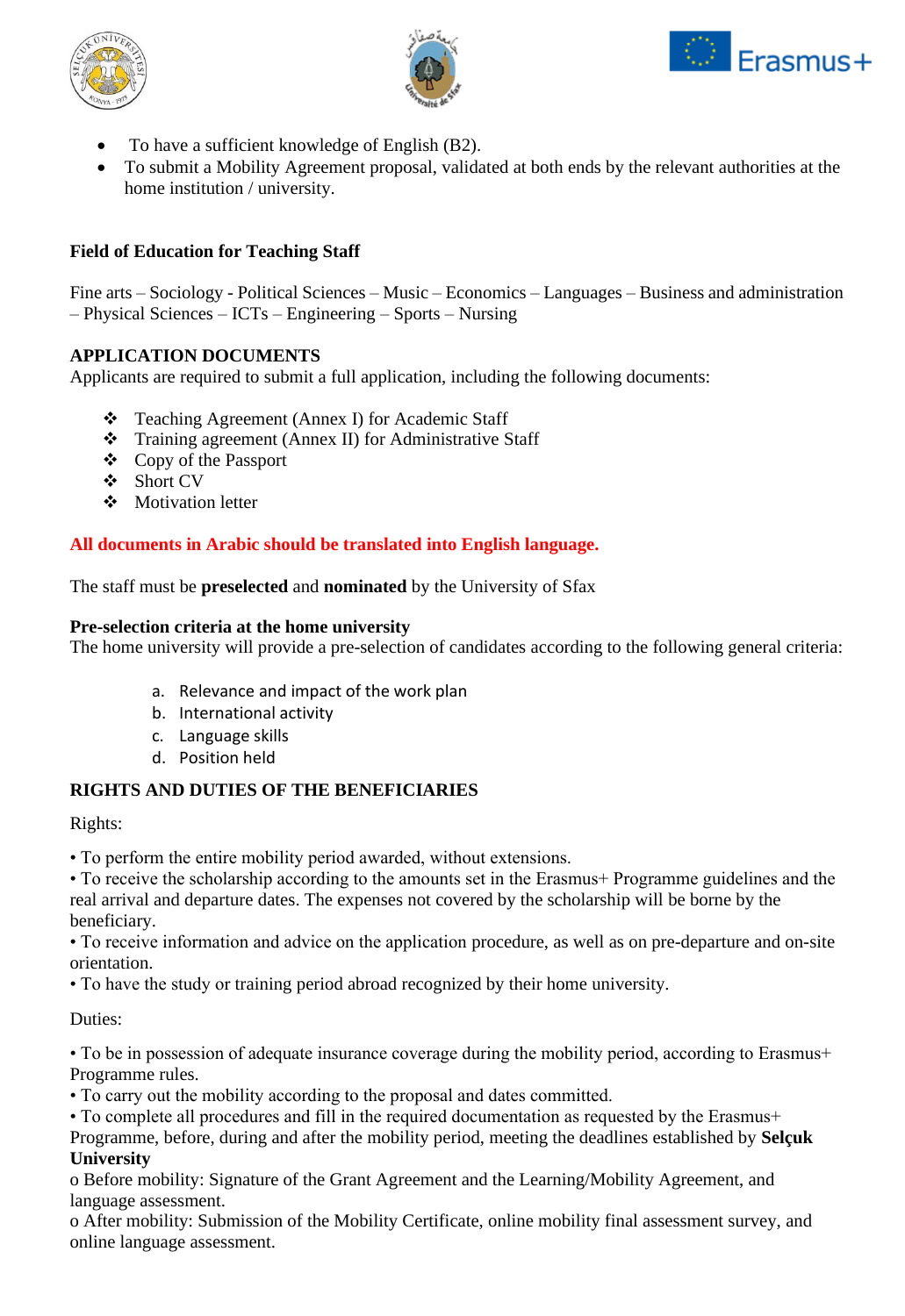- To have a sufficient knowledge of English (B2).
- To submit a Mobility Agreement proposal, validated at both ends by the relevant authorities at the home institution / university.

**Field of Education for Teaching Staff**

Fine arts – Sociology - Political Sciences – Music – Economics – Languages – Business and administration – Physical Sciences – ICTs – Engineering – Sports – Nursing

**APPLICATION DOCUMENTS**

Applicants are required to submit a full application, including the following documents:

- Teaching Agreement (Annex I) for Academic Staff
- Training agreement (Annex II) for Administrative Staff
- Copy of the Passport
- Short CV
- Motivation letter

**All documents in Arabic should be translated into English language.**

The staff must be **preselected** and **nominated** by the University of Sfax

**Pre-selection criteria at the home university**

The home university will provide a pre-selection of candidates according to the following general criteria:

a. Relevance and impact of the work plan
b. International activity
c. Language skills
d. Position held

**RIGHTS AND DUTIES OF THE BENEFICIARIES**

Rights:

• To perform the entire mobility period awarded, without extensions.
• To receive the scholarship according to the amounts set in the Erasmus+ Programme guidelines and the real arrival and departure dates. The expenses not covered by the scholarship will be borne by the beneficiary.
• To receive information and advice on the application procedure, as well as on pre-departure and on-site orientation.
• To have the study or training period abroad recognized by their home university.

Duties:

• To be in possession of adequate insurance coverage during the mobility period, according to Erasmus+ Programme rules.
• To carry out the mobility according to the proposal and dates committed.
• To complete all procedures and fill in the required documentation as requested by the Erasmus+ Programme, before, during and after the mobility period, meeting the deadlines established by **Selçuk University**
o Before mobility: Signature of the Grant Agreement and the Learning/Mobility Agreement, and language assessment.
o After mobility: Submission of the Mobility Certificate, online mobility final assessment survey, and online language assessment.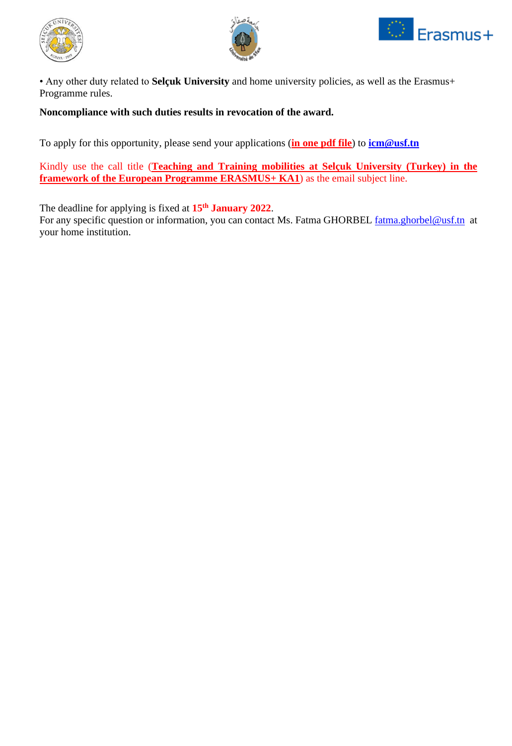• Any other duty related to **Selçuk University** and home university policies, as well as the Erasmus+ Programme rules.

**Noncompliance with such duties results in revocation of the award.**

To apply for this opportunity, please send your applications (**in one pdf file**) to **icm@usf.tn**

Kindly use the call title (**Teaching and Training mobilities at Selçuk University (Turkey) in the framework of the European Programme ERASMUS+ KA1**) as the email subject line.

The deadline for applying is fixed at **15th January 2022**.
For any specific question or information, you can contact Ms. Fatma GHORBEL fatma.ghorbel@usf.tn at your home institution.